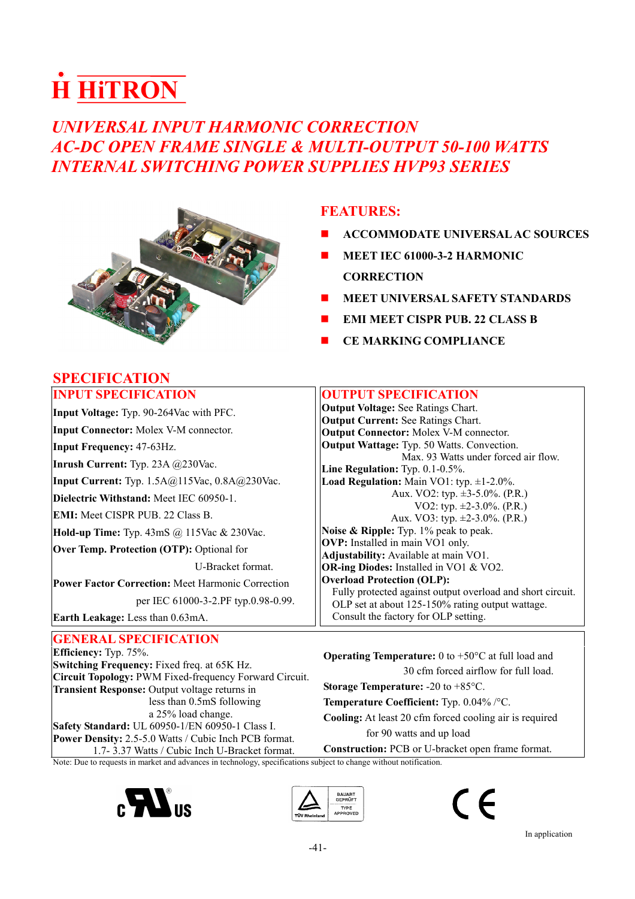# HiTRON

## *UNIVERSAL INPUT HARMONIC CORRECTION AC-DC OPEN FRAME SINGLE & MULTI-OUTPUT 50-100 WATTS INTERNAL SWITCHING POWER SUPPLIES HVP93 SERIES*

## FEATURES:

- ACCOMMODATE UNIVERSAL AC SOURCES
- MEET IEC 61000-3-2 HARMONIC CORRECTION
- MEET UNIVERSAL SAFETY STANDARDS
- EMI MEET CISPR PUB. 22 CLASS B
- CE MARKING COMPLIANCE

## SPECIFICATION

### INPUT SPECIFICATION

**Input Voltage:** Typ. 90-264Vac with PFC.
**Input Connector:** Molex V-M connector.
**Input Frequency:** 47-63Hz.
**Inrush Current:** Typ. 23A @230Vac.
**Input Current:** Typ. 1.5A@115Vac, 0.8A@230Vac.
**Dielectric Withstand:** Meet IEC 60950-1.
**EMI:** Meet CISPR PUB. 22 Class B.
**Hold-up Time:** Typ. 43mS @ 115Vac & 230Vac.
**Over Temp. Protection (OTP):** Optional for U-Bracket format.
**Power Factor Correction:** Meet Harmonic Correction per IEC 61000-3-2.PF typ.0.98-0.99.
**Earth Leakage:** Less than 0.63mA.

### OUTPUT SPECIFICATION

**Output Voltage:** See Ratings Chart.
**Output Current:** See Ratings Chart.
**Output Connector:** Molex V-M connector.
**Output Wattage:** Typ. 50 Watts. Convection.
Max. 93 Watts under forced air flow.
**Line Regulation:** Typ. 0.1-0.5%.
**Load Regulation:** Main VO1: typ. ±1-2.0%.
Aux. VO2: typ. ±3-5.0%. (P.R.)
VO2: typ. ±2-3.0%. (P.R.)
Aux. VO3: typ. ±2-3.0%. (P.R.)
**Noise & Ripple:** Typ. 1% peak to peak.
**OVP:** Installed in main VO1 only.
**Adjustability:** Available at main VO1.
**OR-ing Diodes:** Installed in VO1 & VO2.
**Overload Protection (OLP):**
Fully protected against output overload and short circuit.
OLP set at about 125-150% rating output wattage.
Consult the factory for OLP setting.

### GENERAL SPECIFICATION

**Efficiency:** Typ. 75%.
**Switching Frequency:** Fixed freq. at 65K Hz.
**Circuit Topology:** PWM Fixed-frequency Forward Circuit.
**Transient Response:** Output voltage returns in less than 0.5mS following a 25% load change.
**Safety Standard:** UL 60950-1/EN 60950-1 Class I.
**Power Density:** 2.5-5.0 Watts / Cubic Inch PCB format.
1.7- 3.37 Watts / Cubic Inch U-Bracket format.

**Operating Temperature:** 0 to +50°C at full load and 30 cfm forced airflow for full load.
**Storage Temperature:** -20 to +85°C.
**Temperature Coefficient:** Typ. 0.04% /°C.
**Cooling:** At least 20 cfm forced cooling air is required for 90 watts and up load
**Construction:** PCB or U-bracket open frame format.

Note: Due to requests in market and advances in technology, specifications subject to change without notification.

In application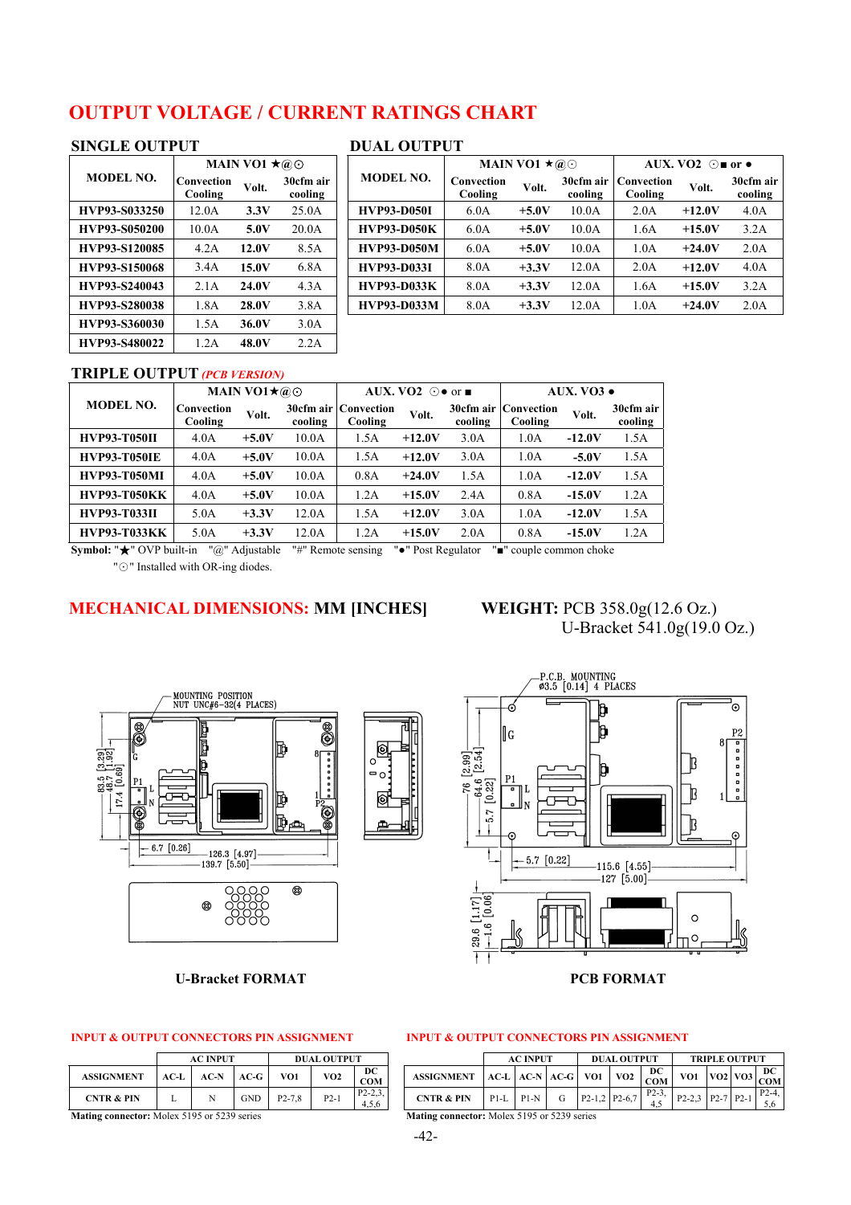# OUTPUT VOLTAGE / CURRENT RATINGS CHART

## SINGLE OUTPUT

| MODEL NO. | MAIN VO1 ★@⊙ | | |
|---|---|---|---|
| | Convection Cooling | Volt. | 30cfm air cooling |
| **HVP93-S033250** | 12.0A | **3.3V** | 25.0A |
| **HVP93-S050200** | 10.0A | **5.0V** | 20.0A |
| **HVP93-S120085** | 4.2A | **12.0V** | 8.5A |
| **HVP93-S150068** | 3.4A | **15.0V** | 6.8A |
| **HVP93-S240043** | 2.1A | **24.0V** | 4.3A |
| **HVP93-S280038** | 1.8A | **28.0V** | 3.8A |
| **HVP93-S360030** | 1.5A | **36.0V** | 3.0A |
| **HVP93-S480022** | 1.2A | **48.0V** | 2.2A |

## DUAL OUTPUT

| MODEL NO. | MAIN VO1 ★@⊙ | | | AUX. VO2 ⊙■ or ● | | |
|---|---|---|---|---|---|---|
| | Convection Cooling | Volt. | 30cfm air cooling | Convection Cooling | Volt. | 30cfm air cooling |
| **HVP93-D050I** | 6.0A | **+5.0V** | 10.0A | 2.0A | **+12.0V** | 4.0A |
| **HVP93-D050K** | 6.0A | **+5.0V** | 10.0A | 1.6A | **+15.0V** | 3.2A |
| **HVP93-D050M** | 6.0A | **+5.0V** | 10.0A | 1.0A | **+24.0V** | 2.0A |
| **HVP93-D033I** | 8.0A | **+3.3V** | 12.0A | 2.0A | **+12.0V** | 4.0A |
| **HVP93-D033K** | 8.0A | **+3.3V** | 12.0A | 1.6A | **+15.0V** | 3.2A |
| **HVP93-D033M** | 8.0A | **+3.3V** | 12.0A | 1.0A | **+24.0V** | 2.0A |

## TRIPLE OUTPUT *(PCB VERSION)*

| MODEL NO. | MAIN VO1★@⊙ | | | AUX. VO2 ⊙● or ■ | | | AUX. VO3 ● | | |
|---|---|---|---|---|---|---|---|---|---|
| | Convection Cooling | Volt. | 30cfm air cooling | Convection Cooling | Volt. | 30cfm air cooling | Convection Cooling | Volt. | 30cfm air cooling |
| **HVP93-T050II** | 4.0A | **+5.0V** | 10.0A | 1.5A | **+12.0V** | 3.0A | 1.0A | **-12.0V** | 1.5A |
| **HVP93-T050IE** | 4.0A | **+5.0V** | 10.0A | 1.5A | **+12.0V** | 3.0A | 1.0A | **-5.0V** | 1.5A |
| **HVP93-T050MI** | 4.0A | **+5.0V** | 10.0A | 0.8A | **+24.0V** | 1.5A | 1.0A | **-12.0V** | 1.5A |
| **HVP93-T050KK** | 4.0A | **+5.0V** | 10.0A | 1.2A | **+15.0V** | 2.4A | 0.8A | **-15.0V** | 1.2A |
| **HVP93-T033II** | 5.0A | **+3.3V** | 12.0A | 1.5A | **+12.0V** | 3.0A | 1.0A | **-12.0V** | 1.5A |
| **HVP93-T033KK** | 5.0A | **+3.3V** | 12.0A | 1.2A | **+15.0V** | 2.0A | 0.8A | **-15.0V** | 1.2A |

**Symbol:** "★" OVP built-in "@" Adjustable "#" Remote sensing "●" Post Regulator "■" couple common choke
"⊙" Installed with OR-ing diodes.

## MECHANICAL DIMENSIONS: MM [INCHES]

**WEIGHT:** PCB 358.0g(12.6 Oz.)
U-Bracket 541.0g(19.0 Oz.)

MOUNTING POSITION
NUT UNC#6-32(4 PLACES)
83.5 [3.29]
48.7 [1.92]
17.4 [0.69]
G
P1
L
N
8
1
P2
6.7 [0.26]
126.3 [4.97]
139.7 [5.50]

**U-Bracket FORMAT**

P.C.B. MOUNTING
ø3.5 [0.14] 4 PLACES
76 [2.99]
64.6 [2.54]
5.7 [0.22]
G
P1
L
N
P2
8
1
5.7 [0.22]
115.6 [4.55]
127 [5.00]
29.6 [1.17]
1.6 [0.06]

**PCB FORMAT**

### INPUT & OUTPUT CONNECTORS PIN ASSIGNMENT

| ASSIGNMENT | AC INPUT | | | DUAL OUTPUT | | |
|---|---|---|---|---|---|---|
| | AC-L | AC-N | AC-G | VO1 | VO2 | DC COM |
| CNTR & PIN | L | N | GND | P2-7,8 | P2-1 | P2-2,3, 4,5,6 |

**Mating connector:** Molex 5195 or 5239 series

### INPUT & OUTPUT CONNECTORS PIN ASSIGNMENT

| ASSIGNMENT | AC INPUT | | | DUAL OUTPUT | | | TRIPLE OUTPUT | | | |
|---|---|---|---|---|---|---|---|---|---|---|
| | AC-L | AC-N | AC-G | VO1 | VO2 | DC COM | VO1 | VO2 | VO3 | DC COM |
| CNTR & PIN | P1-L | P1-N | G | P2-1,2 | P2-6,7 | P2-3, 4,5 | P2-2,3 | P2-7 | P2-1 | P2-4, 5,6 |

**Mating connector:** Molex 5195 or 5239 series